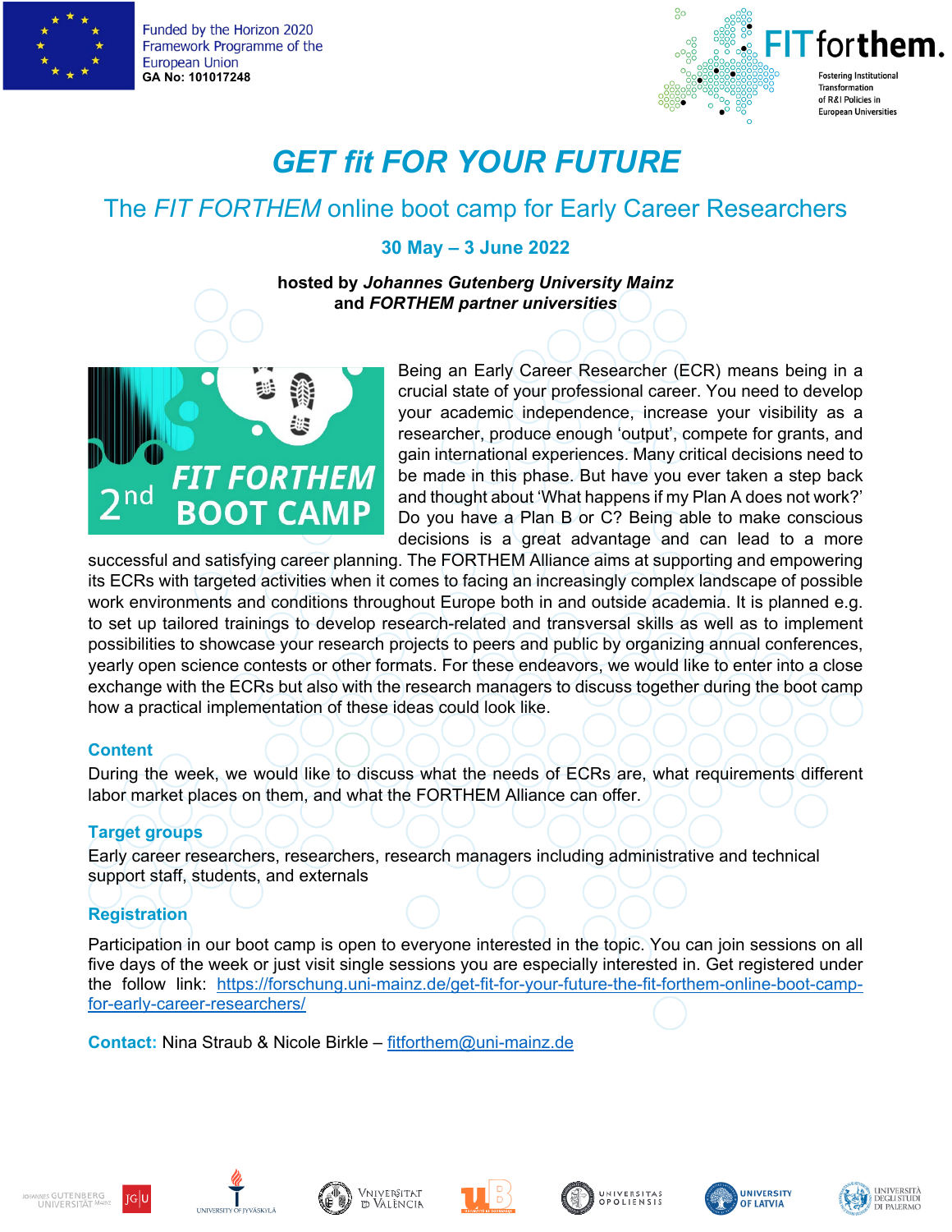Funded by the Horizon 2020 Framework Programme of the European Union
GA No: 101017248

FIT forthem.
Fostering Institutional Transformation of R&I Policies in European Universities

# GET fit FOR YOUR FUTURE

## The *FIT FORTHEM* online boot camp for Early Career Researchers

### 30 May – 3 June 2022

**hosted by *Johannes Gutenberg University Mainz***
**and *FORTHEM partner universities***

FIT FORTHEM 2nd BOOT CAMP

Being an Early Career Researcher (ECR) means being in a crucial state of your professional career. You need to develop your academic independence, increase your visibility as a researcher, produce enough 'output', compete for grants, and gain international experiences. Many critical decisions need to be made in this phase. But have you ever taken a step back and thought about 'What happens if my Plan A does not work?' Do you have a Plan B or C? Being able to make conscious decisions is a great advantage and can lead to a more successful and satisfying career planning. The FORTHEM Alliance aims at supporting and empowering its ECRs with targeted activities when it comes to facing an increasingly complex landscape of possible work environments and conditions throughout Europe both in and outside academia. It is planned e.g. to set up tailored trainings to develop research-related and transversal skills as well as to implement possibilities to showcase your research projects to peers and public by organizing annual conferences, yearly open science contests or other formats. For these endeavors, we would like to enter into a close exchange with the ECRs but also with the research managers to discuss together during the boot camp how a practical implementation of these ideas could look like.

### Content

During the week, we would like to discuss what the needs of ECRs are, what requirements different labor market places on them, and what the FORTHEM Alliance can offer.

### Target groups

Early career researchers, researchers, research managers including administrative and technical support staff, students, and externals

### Registration

Participation in our boot camp is open to everyone interested in the topic. You can join sessions on all five days of the week or just visit single sessions you are especially interested in. Get registered under the follow link: https://forschung.uni-mainz.de/get-fit-for-your-future-the-fit-forthem-online-boot-camp-for-early-career-researchers/

**Contact:** Nina Straub & Nicole Birkle – fitforthem@uni-mainz.de

Johannes Gutenberg Universität Mainz JG|U · University of Jyväskylä · Universitat de València · Université de Bourgogne · Universitas Opoliensis · University of Latvia · Università degli Studi di Palermo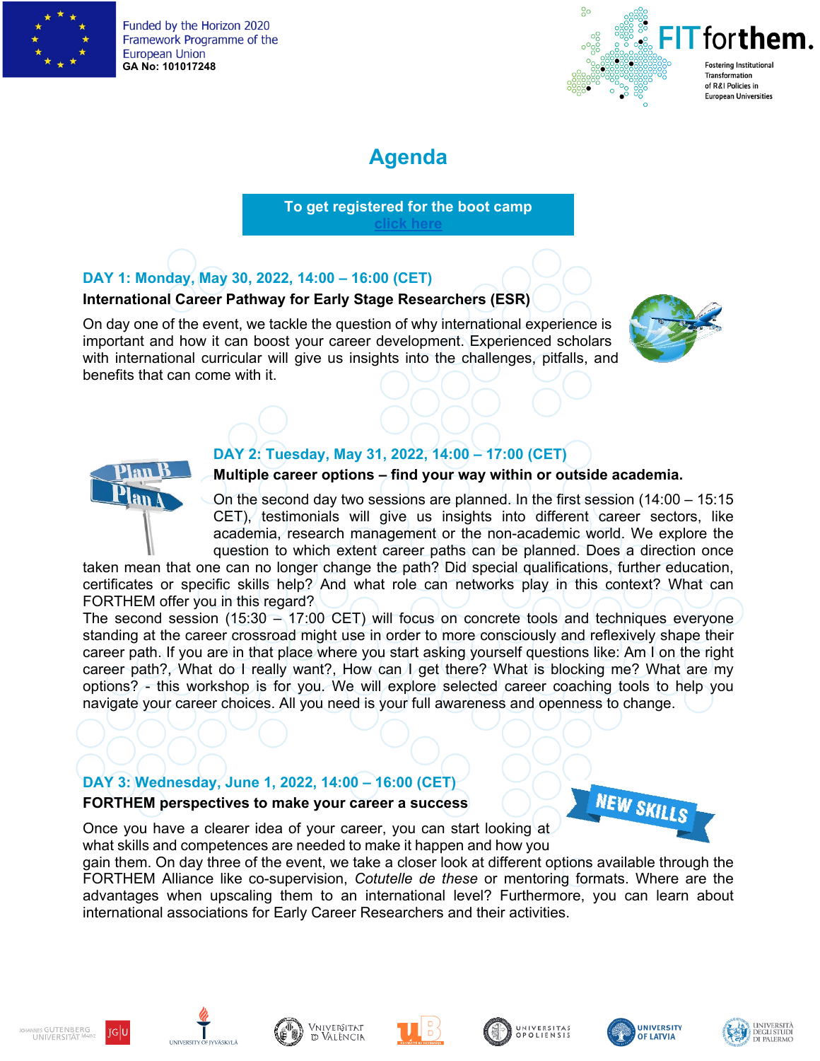Funded by the Horizon 2020 Framework Programme of the European Union
**GA No: 101017248**

**FIT forthem.** Fostering Institutional Transformation of R&I Policies in European Universities

# Agenda

**To get registered for the boot camp**
**click here**

### DAY 1: Monday, May 30, 2022, 14:00 – 16:00 (CET)

**International Career Pathway for Early Stage Researchers (ESR)**

On day one of the event, we tackle the question of why international experience is important and how it can boost your career development. Experienced scholars with international curricular will give us insights into the challenges, pitfalls, and benefits that can come with it.

### DAY 2: Tuesday, May 31, 2022, 14:00 – 17:00 (CET)

**Multiple career options – find your way within or outside academia.**

On the second day two sessions are planned. In the first session (14:00 – 15:15 CET), testimonials will give us insights into different career sectors, like academia, research management or the non-academic world. We explore the question to which extent career paths can be planned. Does a direction once taken mean that one can no longer change the path? Did special qualifications, further education, certificates or specific skills help? And what role can networks play in this context? What can FORTHEM offer you in this regard?

The second session (15:30 – 17:00 CET) will focus on concrete tools and techniques everyone standing at the career crossroad might use in order to more consciously and reflexively shape their career path. If you are in that place where you start asking yourself questions like: Am I on the right career path?, What do I really want?, How can I get there? What is blocking me? What are my options? - this workshop is for you. We will explore selected career coaching tools to help you navigate your career choices. All you need is your full awareness and openness to change.

### DAY 3: Wednesday, June 1, 2022, 14:00 – 16:00 (CET)

**FORTHEM perspectives to make your career a success**

Once you have a clearer idea of your career, you can start looking at what skills and competences are needed to make it happen and how you gain them. On day three of the event, we take a closer look at different options available through the FORTHEM Alliance like co-supervision, *Cotutelle de these* or mentoring formats. Where are the advantages when upscaling them to an international level? Furthermore, you can learn about international associations for Early Career Researchers and their activities.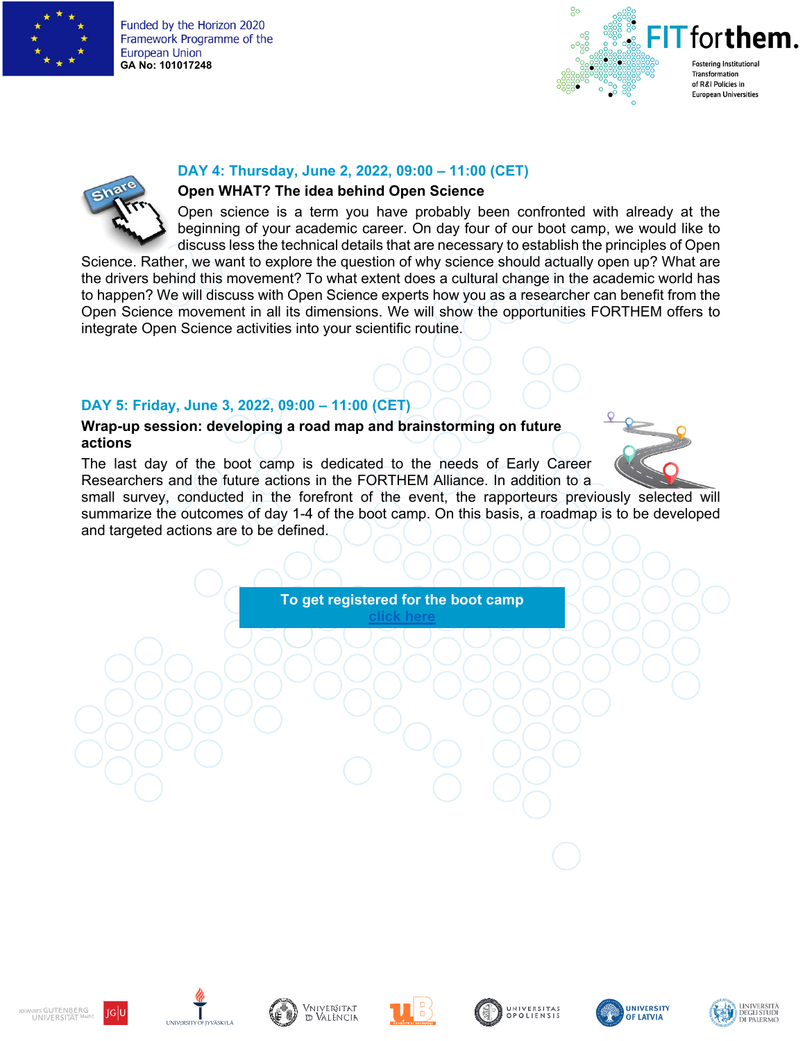**DAY 4: Thursday, June 2, 2022, 09:00 – 11:00 (CET)**

**Open WHAT? The idea behind Open Science**

Open science is a term you have probably been confronted with already at the beginning of your academic career. On day four of our boot camp, we would like to discuss less the technical details that are necessary to establish the principles of Open Science. Rather, we want to explore the question of why science should actually open up? What are the drivers behind this movement? To what extent does a cultural change in the academic world has to happen? We will discuss with Open Science experts how you as a researcher can benefit from the Open Science movement in all its dimensions. We will show the opportunities FORTHEM offers to integrate Open Science activities into your scientific routine.

**DAY 5: Friday, June 3, 2022, 09:00 – 11:00 (CET)**

**Wrap-up session: developing a road map and brainstorming on future actions**

The last day of the boot camp is dedicated to the needs of Early Career Researchers and the future actions in the FORTHEM Alliance. In addition to a small survey, conducted in the forefront of the event, the rapporteurs previously selected will summarize the outcomes of day 1-4 of the boot camp. On this basis, a roadmap is to be developed and targeted actions are to be defined.

**To get registered for the boot camp**
**click here**